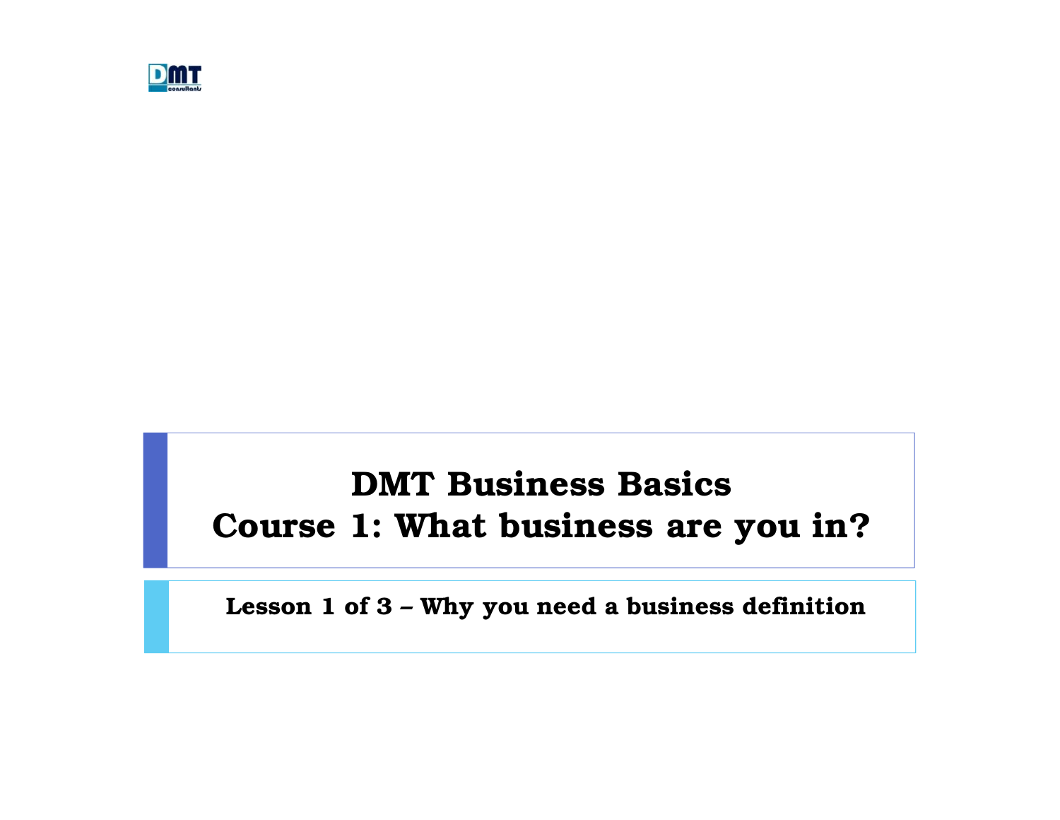# DMT Business Basics
# Course 1: What business are you in?

**Lesson 1 of 3 – Why you need a business definition**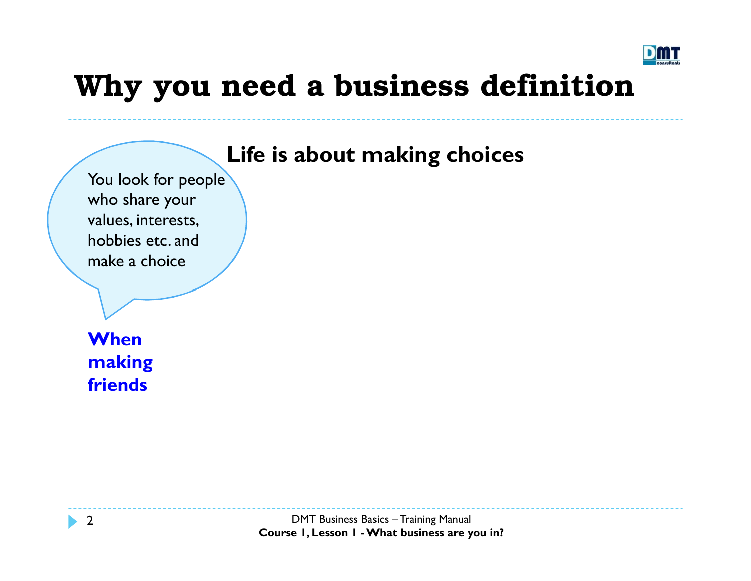# Why you need a business definition

## Life is about making choices

You look for people who share your values, interests, hobbies etc. and make a choice

**When making friends**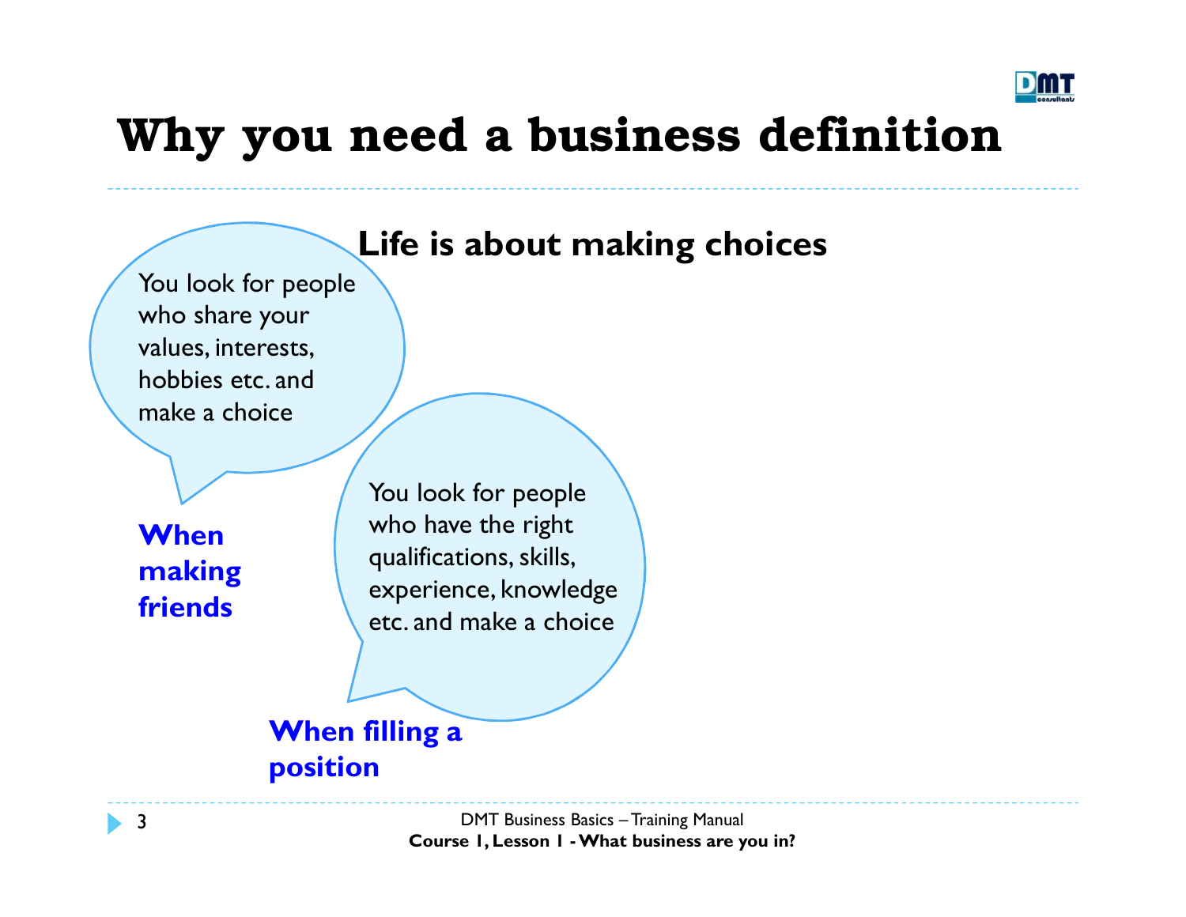# Why you need a business definition

**Life is about making choices**

You look for people who share your values, interests, hobbies etc. and make a choice

**When making friends**

You look for people who have the right qualifications, skills, experience, knowledge etc. and make a choice

**When filling a position**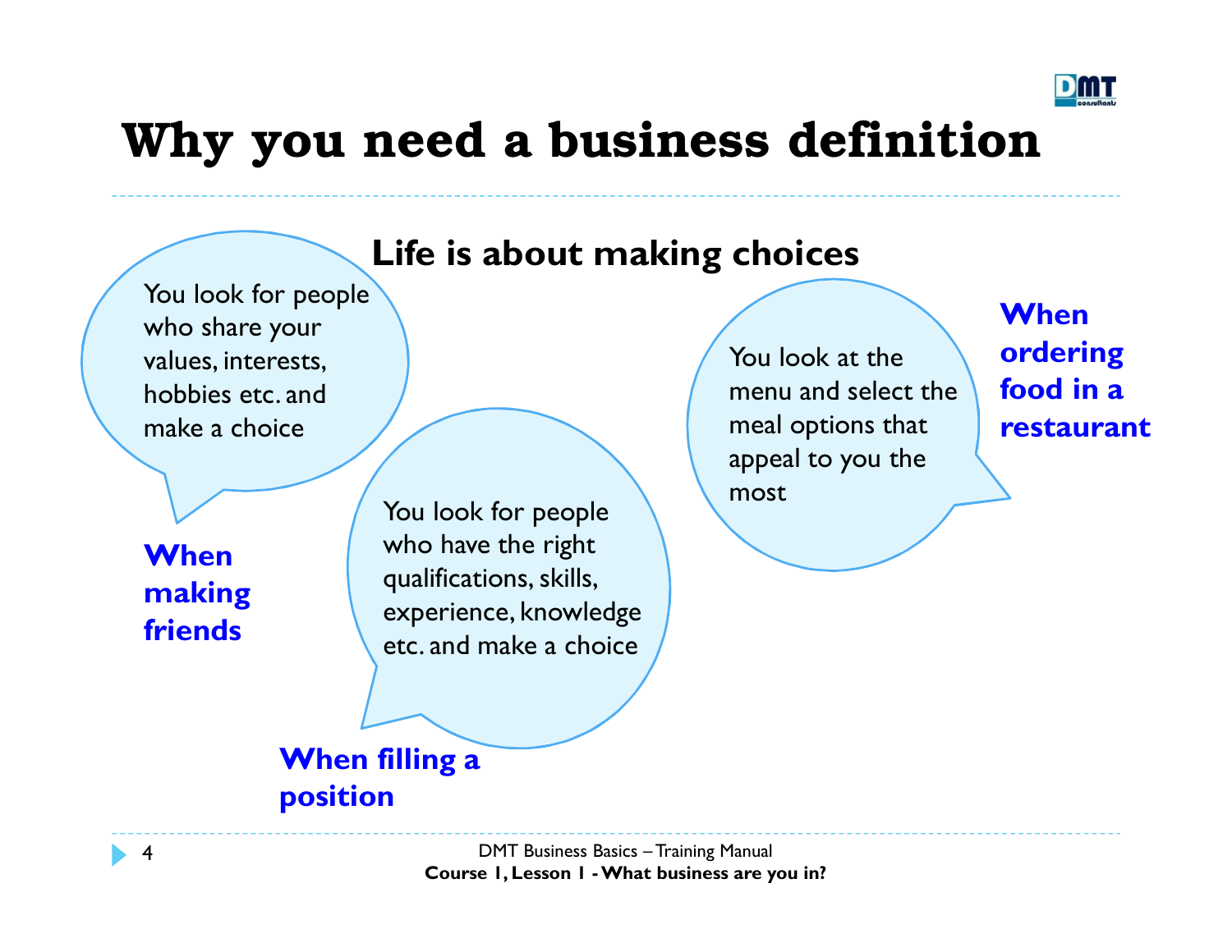# Why you need a business definition

## Life is about making choices

**When making friends**

You look for people who share your values, interests, hobbies etc. and make a choice

**When filling a position**

You look for people who have the right qualifications, skills, experience, knowledge etc. and make a choice

**When ordering food in a restaurant**

You look at the menu and select the meal options that appeal to you the most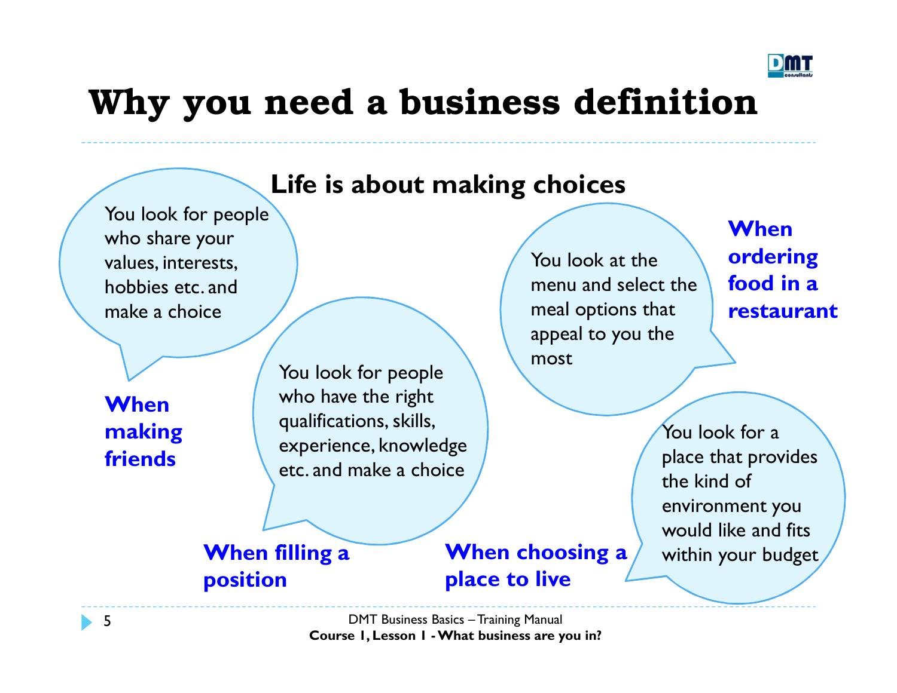# Why you need a business definition

## Life is about making choices

**When making friends**

You look for people who share your values, interests, hobbies etc. and make a choice

**When filling a position**

You look for people who have the right qualifications, skills, experience, knowledge etc. and make a choice

**When ordering food in a restaurant**

You look at the menu and select the meal options that appeal to you the most

**When choosing a place to live**

You look for a place that provides the kind of environment you would like and fits within your budget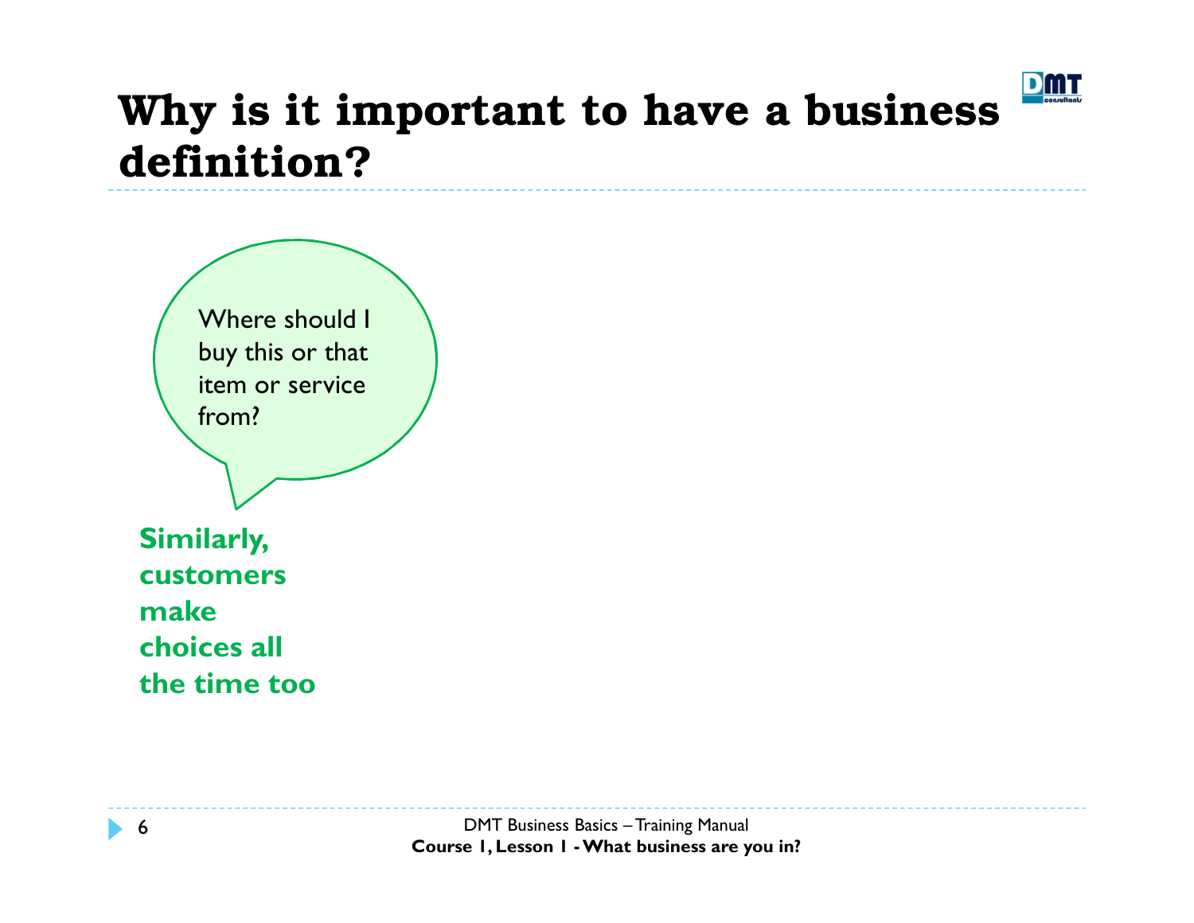# Why is it important to have a business definition?

Where should I buy this or that item or service from?

**Similarly, customers make choices all the time too**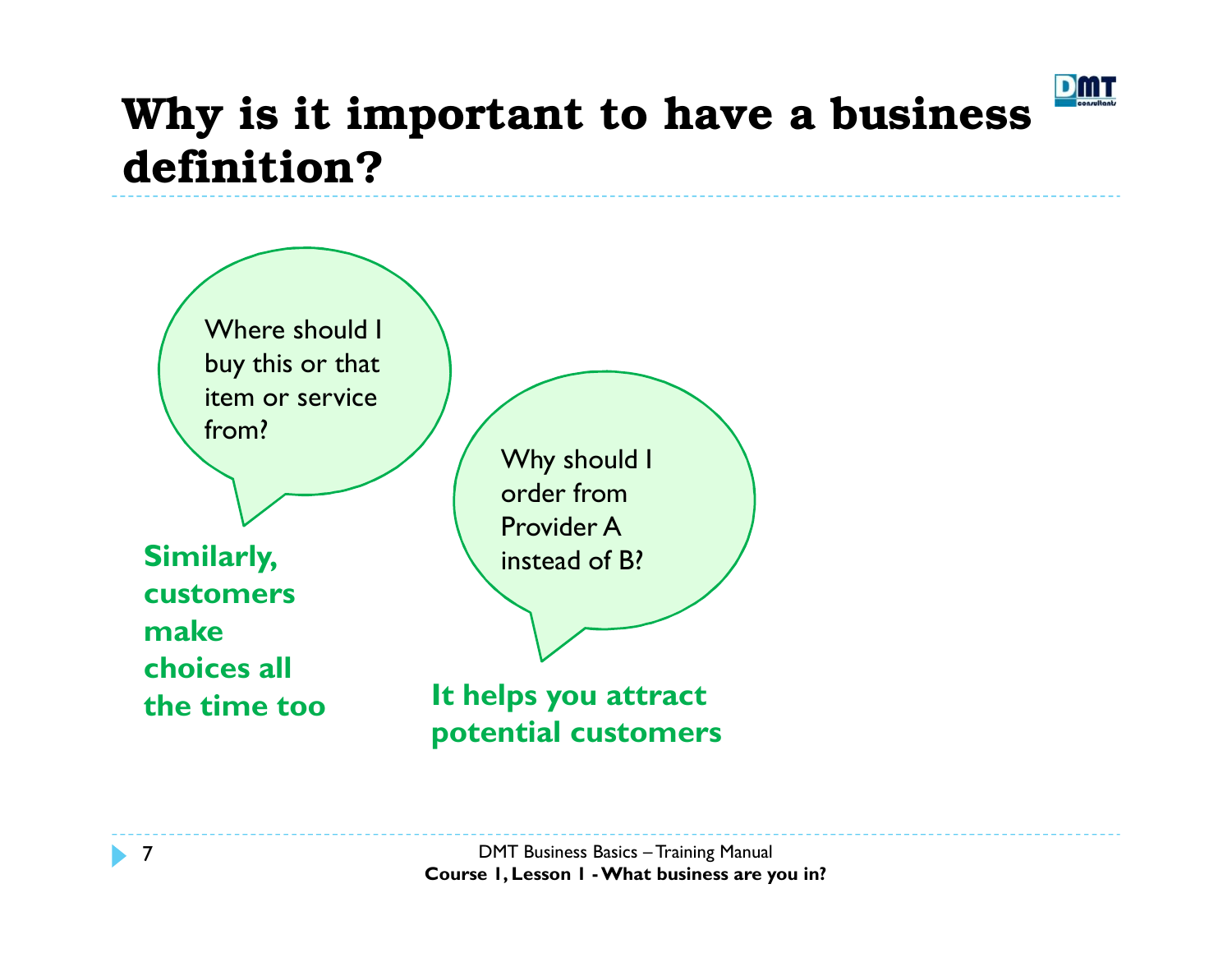# Why is it important to have a business definition?

Where should I buy this or that item or service from?

**Similarly, customers make choices all the time too**

Why should I order from Provider A instead of B?

**It helps you attract potential customers**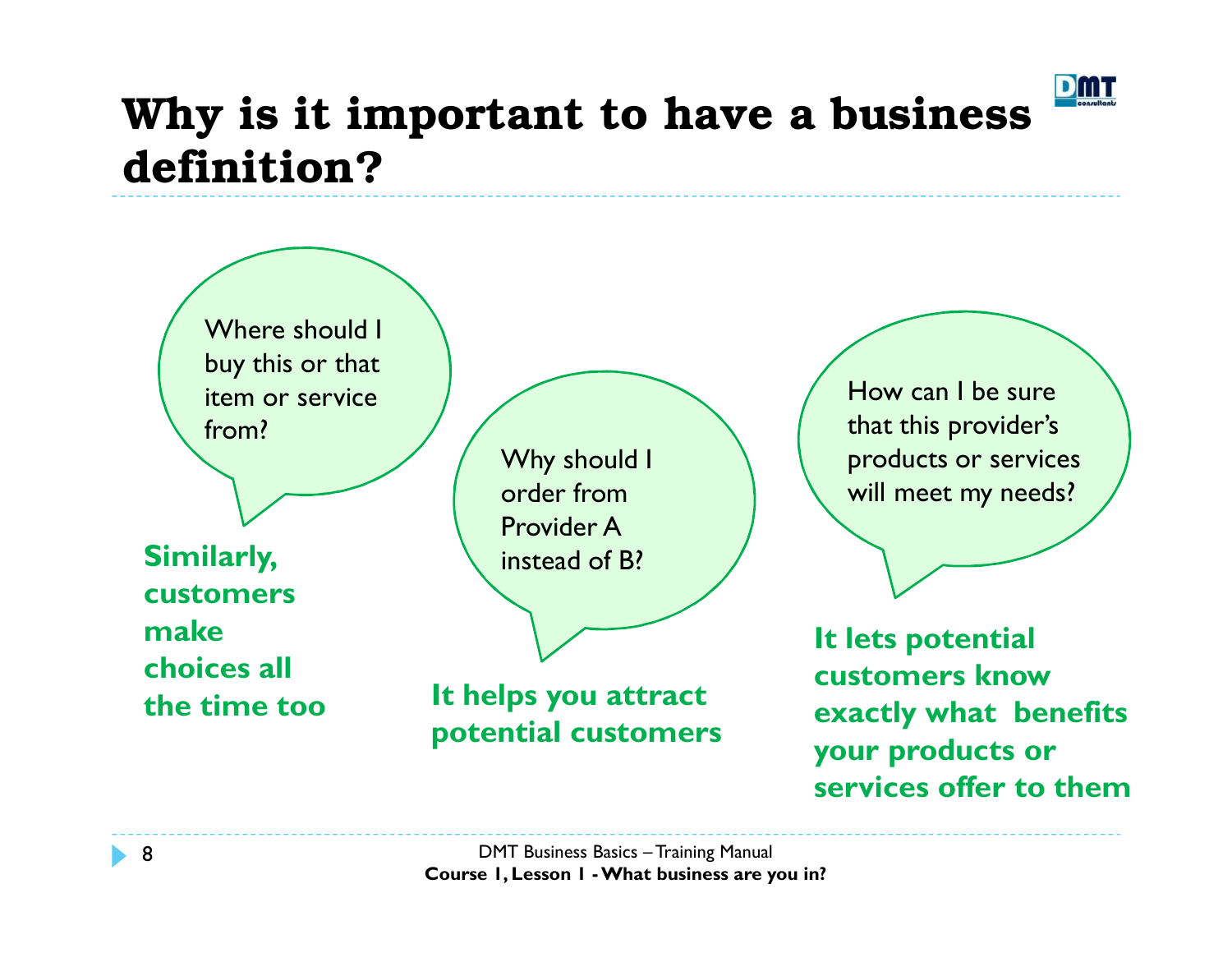# Why is it important to have a business definition?

Where should I buy this or that item or service from?

**Similarly, customers make choices all the time too**

Why should I order from Provider A instead of B?

**It helps you attract potential customers**

How can I be sure that this provider's products or services will meet my needs?

**It lets potential customers know exactly what benefits your products or services offer to them**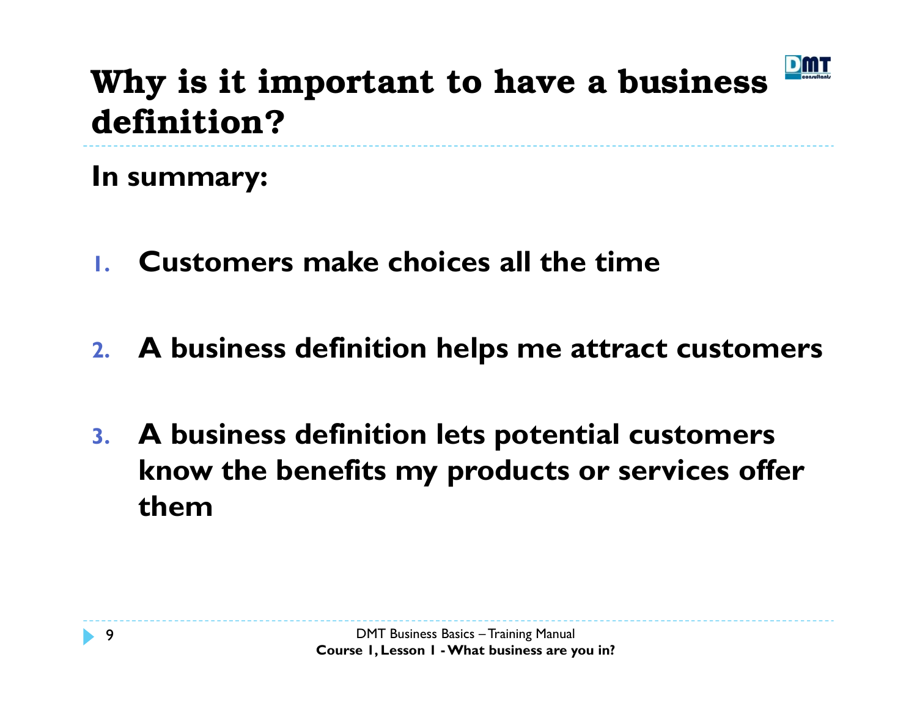# Why is it important to have a business definition?

**In summary:**

1. **Customers make choices all the time**
2. **A business definition helps me attract customers**
3. **A business definition lets potential customers know the benefits my products or services offer them**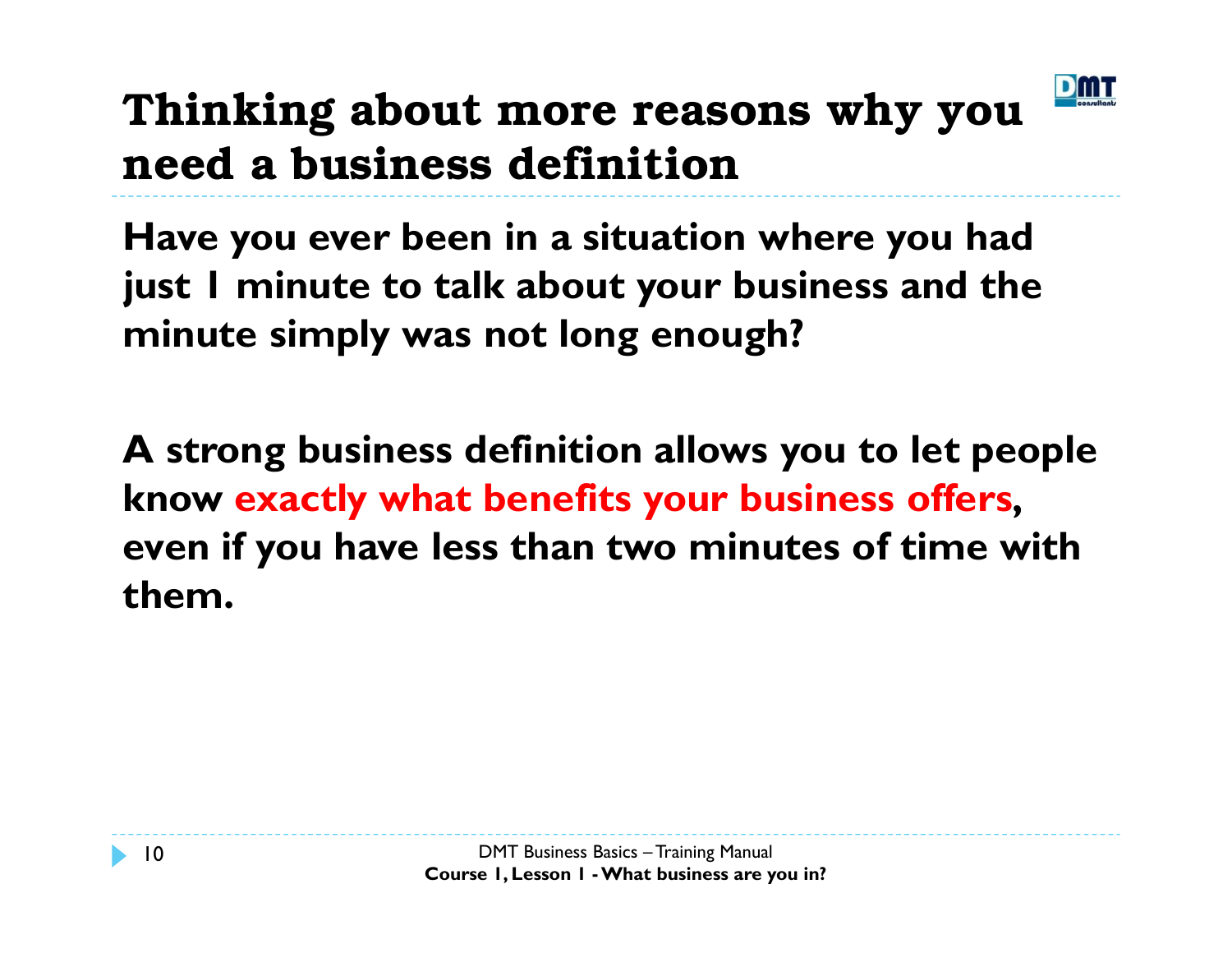# Thinking about more reasons why you need a business definition

**Have you ever been in a situation where you had just 1 minute to talk about your business and the minute simply was not long enough?**

**A strong business definition allows you to let people know exactly what benefits your business offers, even if you have less than two minutes of time with them.**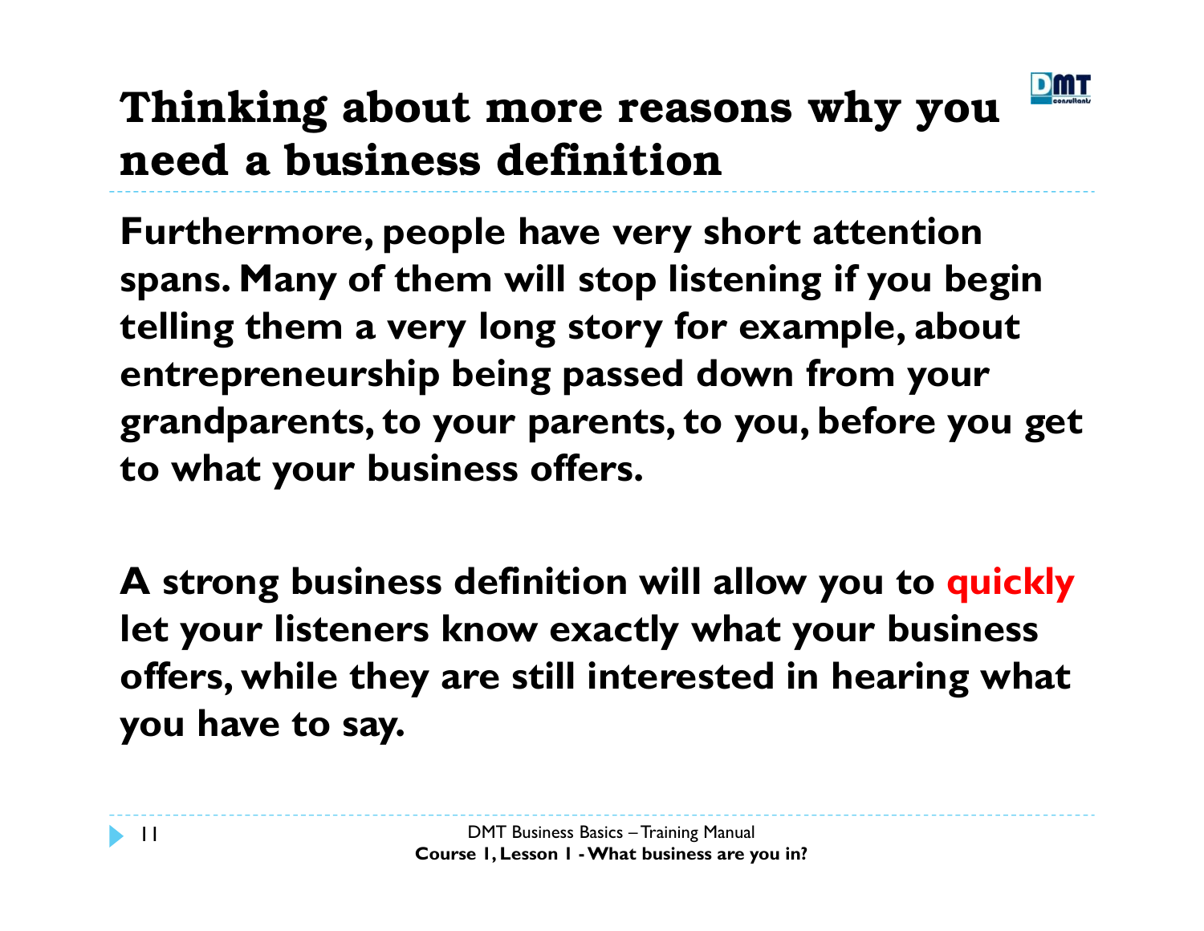# Thinking about more reasons why you need a business definition

**Furthermore, people have very short attention spans. Many of them will stop listening if you begin telling them a very long story for example, about entrepreneurship being passed down from your grandparents, to your parents, to you, before you get to what your business offers.**

**A strong business definition will allow you to quickly let your listeners know exactly what your business offers, while they are still interested in hearing what you have to say.**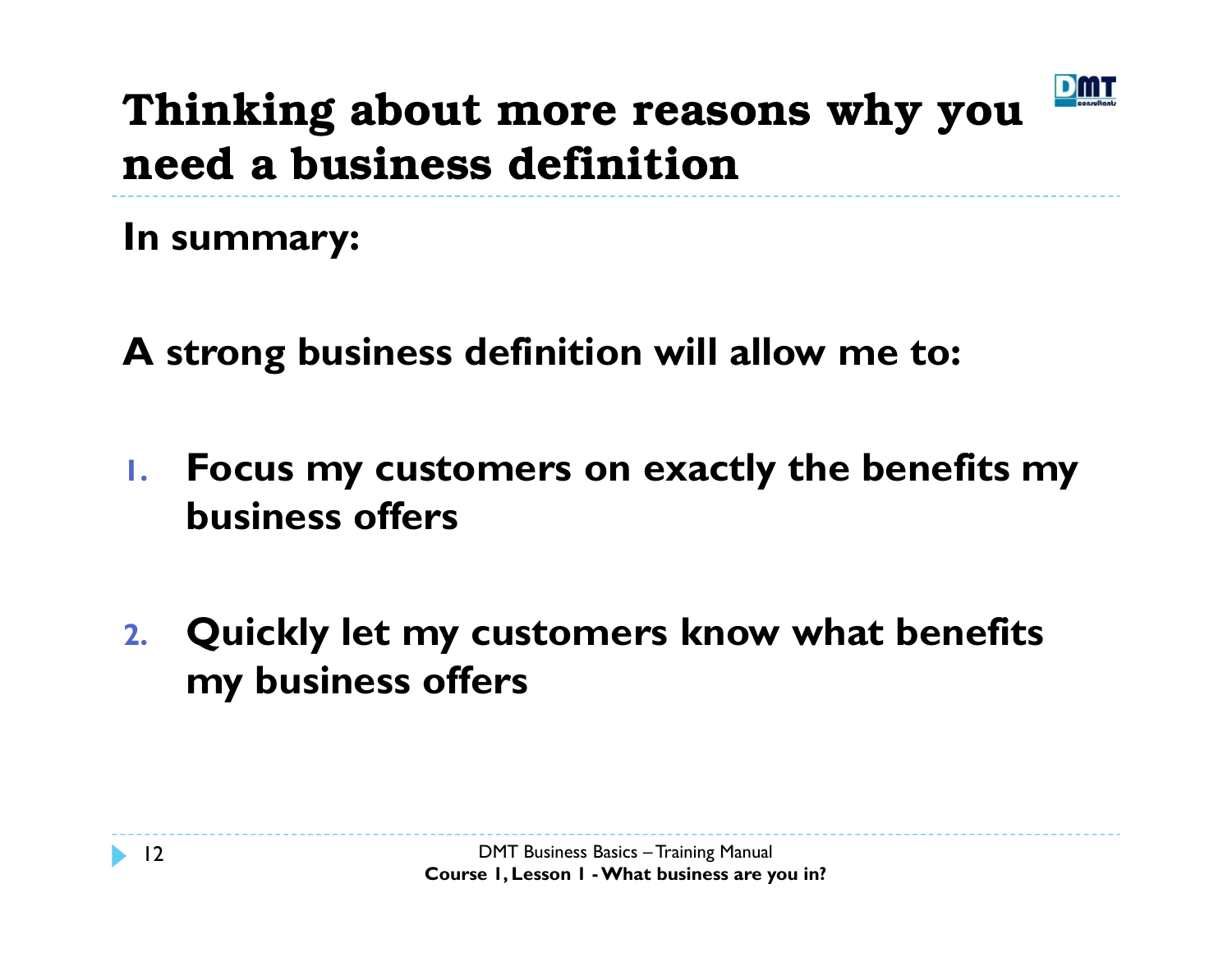# Thinking about more reasons why you need a business definition

**In summary:**

**A strong business definition will allow me to:**

1. **Focus my customers on exactly the benefits my business offers**
2. **Quickly let my customers know what benefits my business offers**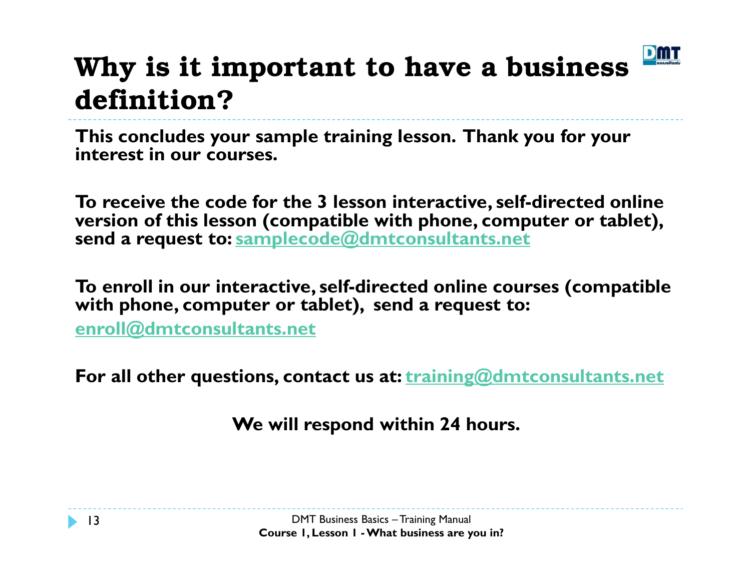# Why is it important to have a business definition?

**This concludes your sample training lesson. Thank you for your interest in our courses.**

**To receive the code for the 3 lesson interactive, self-directed online version of this lesson (compatible with phone, computer or tablet), send a request to: samplecode@dmtconsultants.net**

**To enroll in our interactive, self-directed online courses (compatible with phone, computer or tablet), send a request to:**

**enroll@dmtconsultants.net**

**For all other questions, contact us at: training@dmtconsultants.net**

**We will respond within 24 hours.**